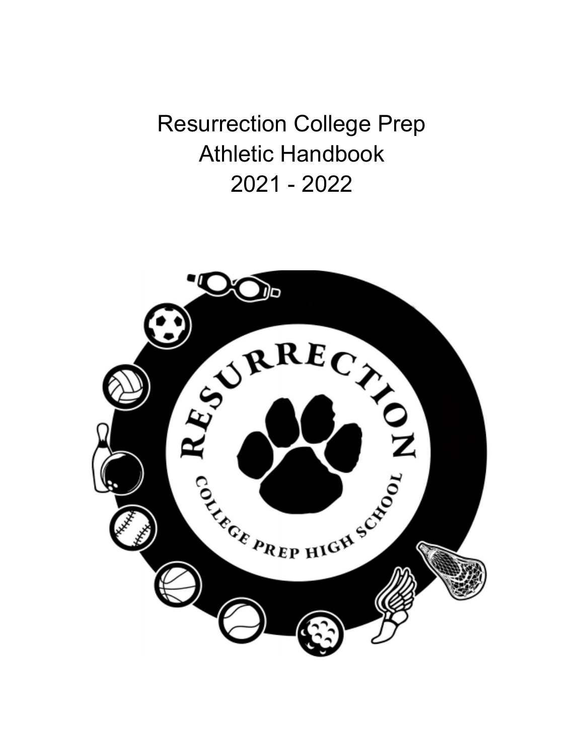# Resurrection College Prep Athletic Handbook 2021 - 2022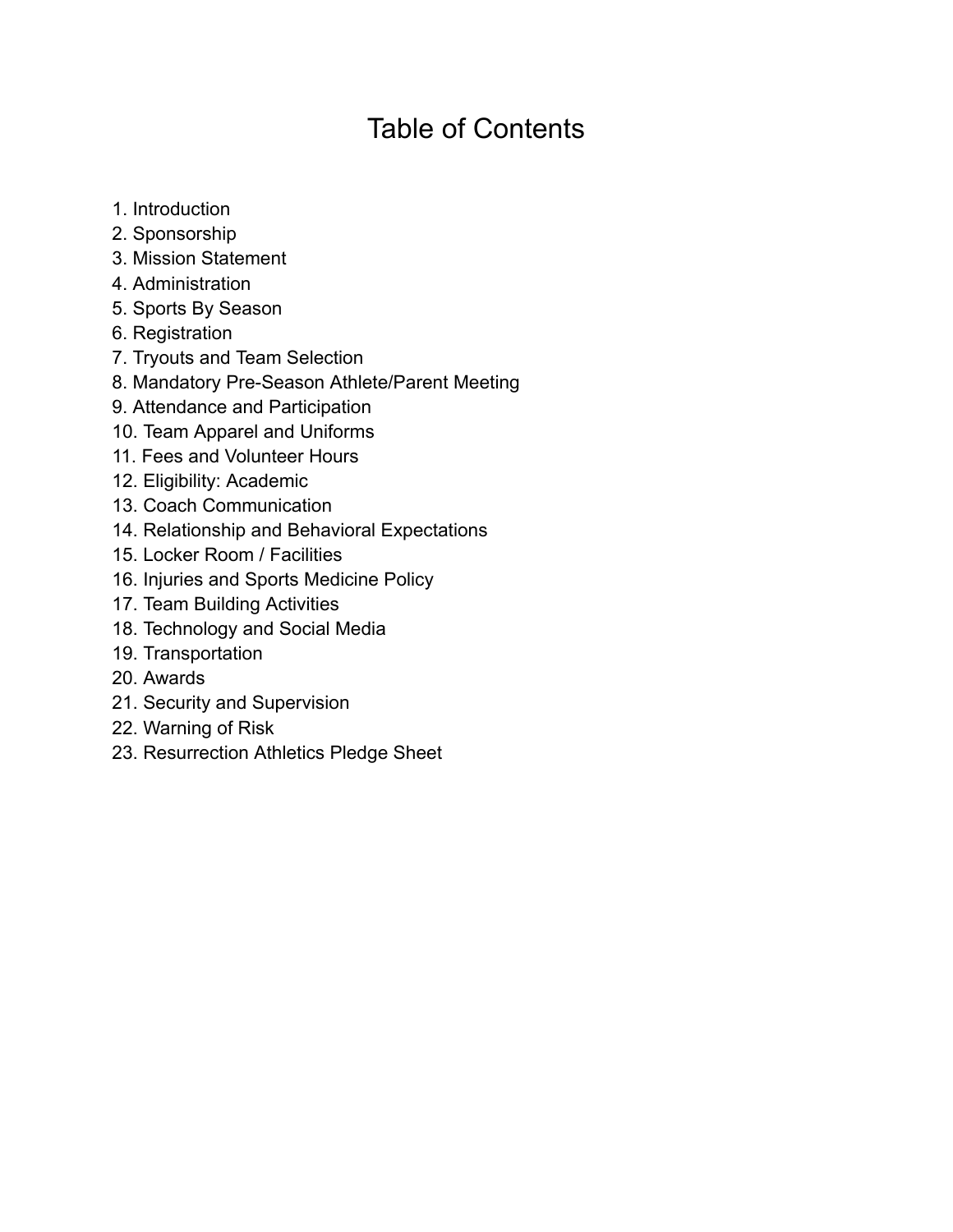# Table of Contents

1. Introduction
2. Sponsorship
3. Mission Statement
4. Administration
5. Sports By Season
6. Registration
7. Tryouts and Team Selection
8. Mandatory Pre-Season Athlete/Parent Meeting
9. Attendance and Participation
10. Team Apparel and Uniforms
11. Fees and Volunteer Hours
12. Eligibility: Academic
13. Coach Communication
14. Relationship and Behavioral Expectations
15. Locker Room / Facilities
16. Injuries and Sports Medicine Policy
17. Team Building Activities
18. Technology and Social Media
19. Transportation
20. Awards
21. Security and Supervision
22. Warning of Risk
23. Resurrection Athletics Pledge Sheet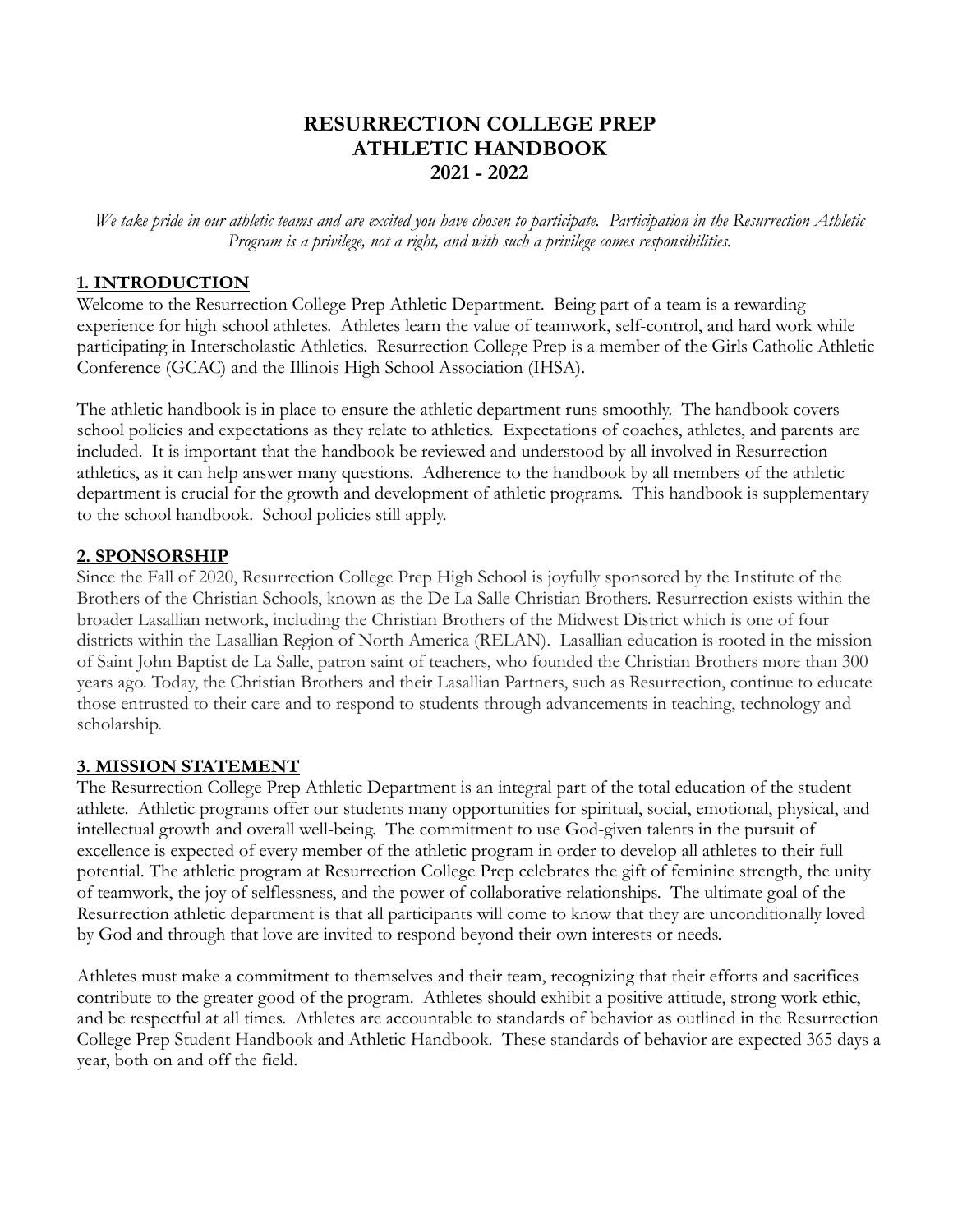# RESURRECTION COLLEGE PREP ATHLETIC HANDBOOK 2021 - 2022

*We take pride in our athletic teams and are excited you have chosen to participate. Participation in the Resurrection Athletic Program is a privilege, not a right, and with such a privilege comes responsibilities.*

## 1. INTRODUCTION

Welcome to the Resurrection College Prep Athletic Department. Being part of a team is a rewarding experience for high school athletes. Athletes learn the value of teamwork, self-control, and hard work while participating in Interscholastic Athletics. Resurrection College Prep is a member of the Girls Catholic Athletic Conference (GCAC) and the Illinois High School Association (IHSA).

The athletic handbook is in place to ensure the athletic department runs smoothly. The handbook covers school policies and expectations as they relate to athletics. Expectations of coaches, athletes, and parents are included. It is important that the handbook be reviewed and understood by all involved in Resurrection athletics, as it can help answer many questions. Adherence to the handbook by all members of the athletic department is crucial for the growth and development of athletic programs. This handbook is supplementary to the school handbook. School policies still apply.

## 2. SPONSORSHIP

Since the Fall of 2020, Resurrection College Prep High School is joyfully sponsored by the Institute of the Brothers of the Christian Schools, known as the De La Salle Christian Brothers. Resurrection exists within the broader Lasallian network, including the Christian Brothers of the Midwest District which is one of four districts within the Lasallian Region of North America (RELAN). Lasallian education is rooted in the mission of Saint John Baptist de La Salle, patron saint of teachers, who founded the Christian Brothers more than 300 years ago. Today, the Christian Brothers and their Lasallian Partners, such as Resurrection, continue to educate those entrusted to their care and to respond to students through advancements in teaching, technology and scholarship.

## 3. MISSION STATEMENT

The Resurrection College Prep Athletic Department is an integral part of the total education of the student athlete. Athletic programs offer our students many opportunities for spiritual, social, emotional, physical, and intellectual growth and overall well-being. The commitment to use God-given talents in the pursuit of excellence is expected of every member of the athletic program in order to develop all athletes to their full potential. The athletic program at Resurrection College Prep celebrates the gift of feminine strength, the unity of teamwork, the joy of selflessness, and the power of collaborative relationships. The ultimate goal of the Resurrection athletic department is that all participants will come to know that they are unconditionally loved by God and through that love are invited to respond beyond their own interests or needs.

Athletes must make a commitment to themselves and their team, recognizing that their efforts and sacrifices contribute to the greater good of the program. Athletes should exhibit a positive attitude, strong work ethic, and be respectful at all times. Athletes are accountable to standards of behavior as outlined in the Resurrection College Prep Student Handbook and Athletic Handbook. These standards of behavior are expected 365 days a year, both on and off the field.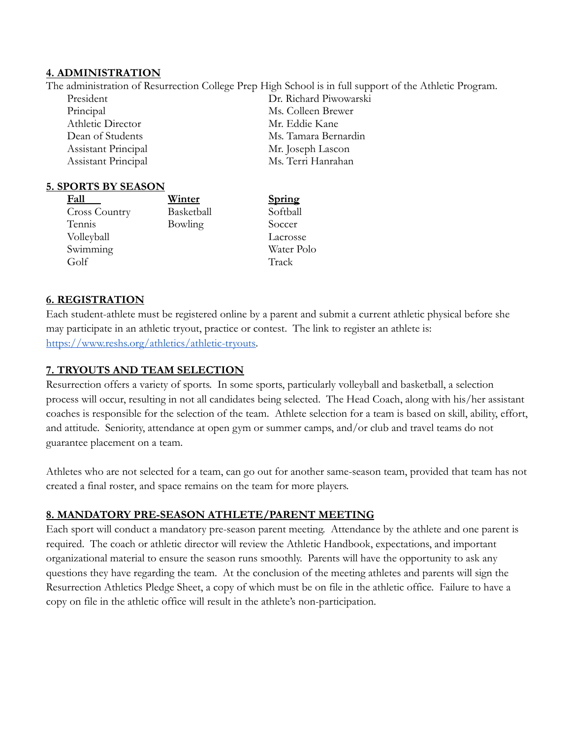## 4. ADMINISTRATION

The administration of Resurrection College Prep High School is in full support of the Athletic Program.

| | |
|---|---|
| President | Dr. Richard Piwowarski |
| Principal | Ms. Colleen Brewer |
| Athletic Director | Mr. Eddie Kane |
| Dean of Students | Ms. Tamara Bernardin |
| Assistant Principal | Mr. Joseph Lascon |
| Assistant Principal | Ms. Terri Hanrahan |

## 5. SPORTS BY SEASON

| Fall | Winter | Spring |
|---|---|---|
| Cross Country | Basketball | Softball |
| Tennis | Bowling | Soccer |
| Volleyball | | Lacrosse |
| Swimming | | Water Polo |
| Golf | | Track |

## 6. REGISTRATION

Each student-athlete must be registered online by a parent and submit a current athletic physical before she may participate in an athletic tryout, practice or contest. The link to register an athlete is: [https://www.reshs.org/athletics/athletic-tryouts](https://www.reshs.org/athletics/athletic-tryouts).

## 7. TRYOUTS AND TEAM SELECTION

Resurrection offers a variety of sports. In some sports, particularly volleyball and basketball, a selection process will occur, resulting in not all candidates being selected. The Head Coach, along with his/her assistant coaches is responsible for the selection of the team. Athlete selection for a team is based on skill, ability, effort, and attitude. Seniority, attendance at open gym or summer camps, and/or club and travel teams do not guarantee placement on a team.

Athletes who are not selected for a team, can go out for another same-season team, provided that team has not created a final roster, and space remains on the team for more players.

## 8. MANDATORY PRE-SEASON ATHLETE/PARENT MEETING

Each sport will conduct a mandatory pre-season parent meeting. Attendance by the athlete and one parent is required. The coach or athletic director will review the Athletic Handbook, expectations, and important organizational material to ensure the season runs smoothly. Parents will have the opportunity to ask any questions they have regarding the team. At the conclusion of the meeting athletes and parents will sign the Resurrection Athletics Pledge Sheet, a copy of which must be on file in the athletic office. Failure to have a copy on file in the athletic office will result in the athlete's non-participation.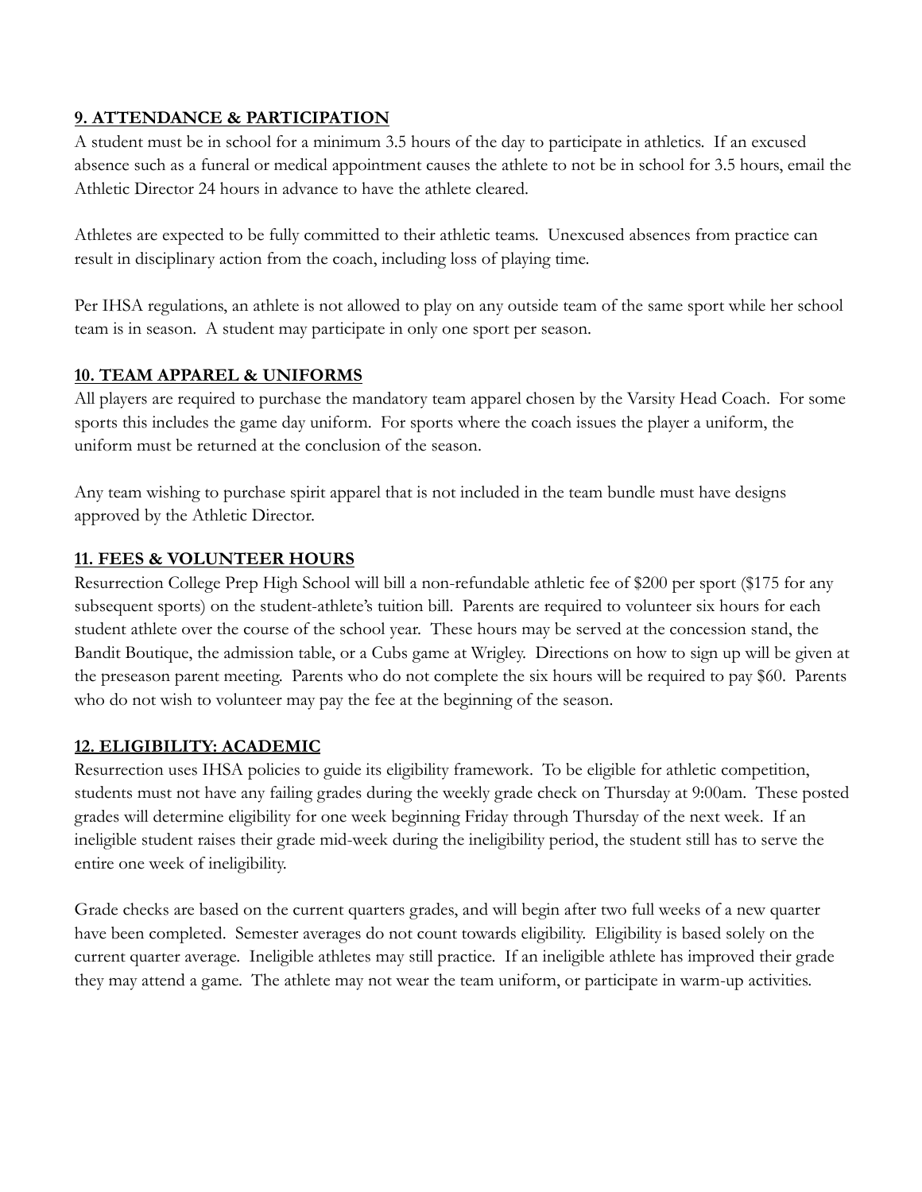## 9. ATTENDANCE & PARTICIPATION

A student must be in school for a minimum 3.5 hours of the day to participate in athletics. If an excused absence such as a funeral or medical appointment causes the athlete to not be in school for 3.5 hours, email the Athletic Director 24 hours in advance to have the athlete cleared.

Athletes are expected to be fully committed to their athletic teams. Unexcused absences from practice can result in disciplinary action from the coach, including loss of playing time.

Per IHSA regulations, an athlete is not allowed to play on any outside team of the same sport while her school team is in season. A student may participate in only one sport per season.

## 10. TEAM APPAREL & UNIFORMS

All players are required to purchase the mandatory team apparel chosen by the Varsity Head Coach. For some sports this includes the game day uniform. For sports where the coach issues the player a uniform, the uniform must be returned at the conclusion of the season.

Any team wishing to purchase spirit apparel that is not included in the team bundle must have designs approved by the Athletic Director.

## 11. FEES & VOLUNTEER HOURS

Resurrection College Prep High School will bill a non-refundable athletic fee of $200 per sport ($175 for any subsequent sports) on the student-athlete's tuition bill. Parents are required to volunteer six hours for each student athlete over the course of the school year. These hours may be served at the concession stand, the Bandit Boutique, the admission table, or a Cubs game at Wrigley. Directions on how to sign up will be given at the preseason parent meeting. Parents who do not complete the six hours will be required to pay $60. Parents who do not wish to volunteer may pay the fee at the beginning of the season.

## 12. ELIGIBILITY: ACADEMIC

Resurrection uses IHSA policies to guide its eligibility framework. To be eligible for athletic competition, students must not have any failing grades during the weekly grade check on Thursday at 9:00am. These posted grades will determine eligibility for one week beginning Friday through Thursday of the next week. If an ineligible student raises their grade mid-week during the ineligibility period, the student still has to serve the entire one week of ineligibility.

Grade checks are based on the current quarters grades, and will begin after two full weeks of a new quarter have been completed. Semester averages do not count towards eligibility. Eligibility is based solely on the current quarter average. Ineligible athletes may still practice. If an ineligible athlete has improved their grade they may attend a game. The athlete may not wear the team uniform, or participate in warm-up activities.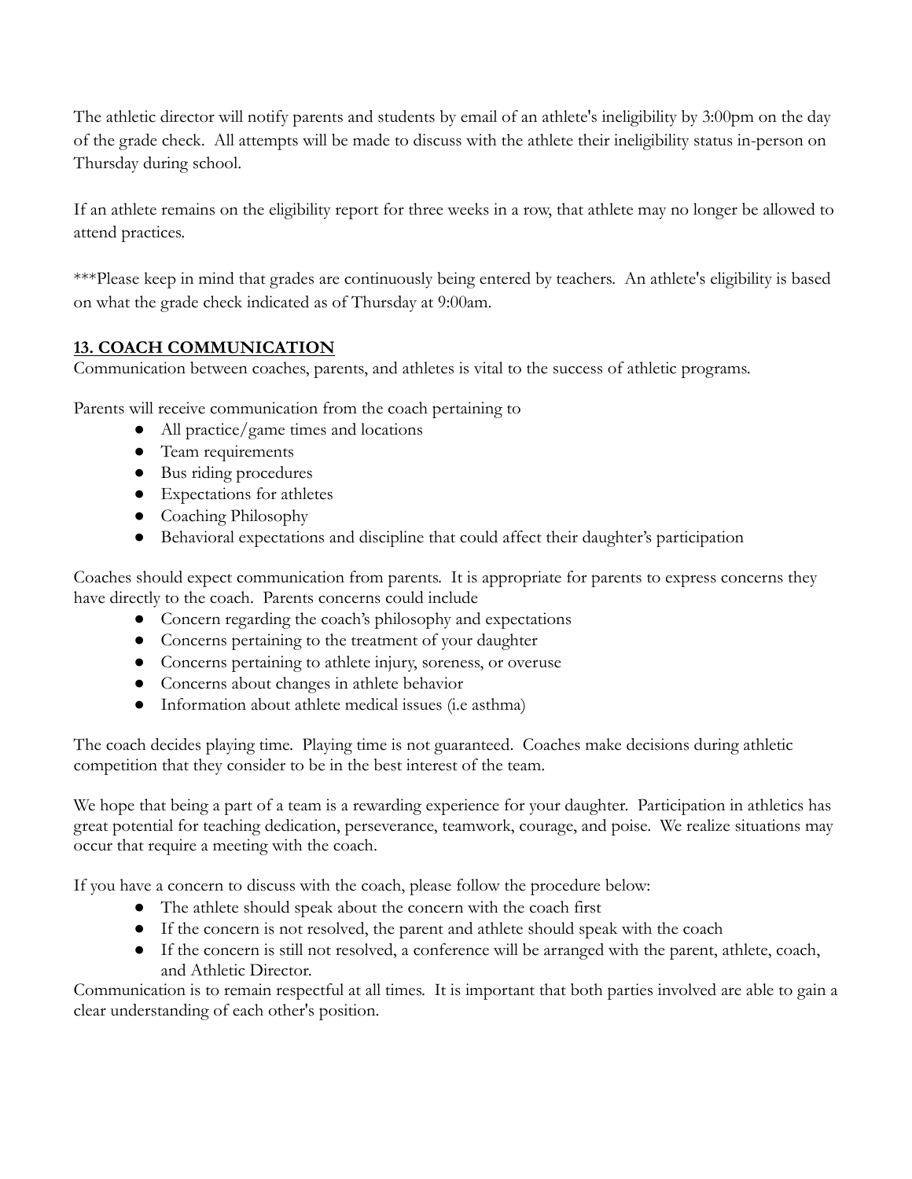The athletic director will notify parents and students by email of an athlete's ineligibility by 3:00pm on the day of the grade check. All attempts will be made to discuss with the athlete their ineligibility status in-person on Thursday during school.

If an athlete remains on the eligibility report for three weeks in a row, that athlete may no longer be allowed to attend practices.

***Please keep in mind that grades are continuously being entered by teachers. An athlete's eligibility is based on what the grade check indicated as of Thursday at 9:00am.

## 13. COACH COMMUNICATION

Communication between coaches, parents, and athletes is vital to the success of athletic programs.

Parents will receive communication from the coach pertaining to

- All practice/game times and locations
- Team requirements
- Bus riding procedures
- Expectations for athletes
- Coaching Philosophy
- Behavioral expectations and discipline that could affect their daughter's participation

Coaches should expect communication from parents. It is appropriate for parents to express concerns they have directly to the coach. Parents concerns could include

- Concern regarding the coach's philosophy and expectations
- Concerns pertaining to the treatment of your daughter
- Concerns pertaining to athlete injury, soreness, or overuse
- Concerns about changes in athlete behavior
- Information about athlete medical issues (i.e asthma)

The coach decides playing time. Playing time is not guaranteed. Coaches make decisions during athletic competition that they consider to be in the best interest of the team.

We hope that being a part of a team is a rewarding experience for your daughter. Participation in athletics has great potential for teaching dedication, perseverance, teamwork, courage, and poise. We realize situations may occur that require a meeting with the coach.

If you have a concern to discuss with the coach, please follow the procedure below:

- The athlete should speak about the concern with the coach first
- If the concern is not resolved, the parent and athlete should speak with the coach
- If the concern is still not resolved, a conference will be arranged with the parent, athlete, coach, and Athletic Director.

Communication is to remain respectful at all times. It is important that both parties involved are able to gain a clear understanding of each other's position.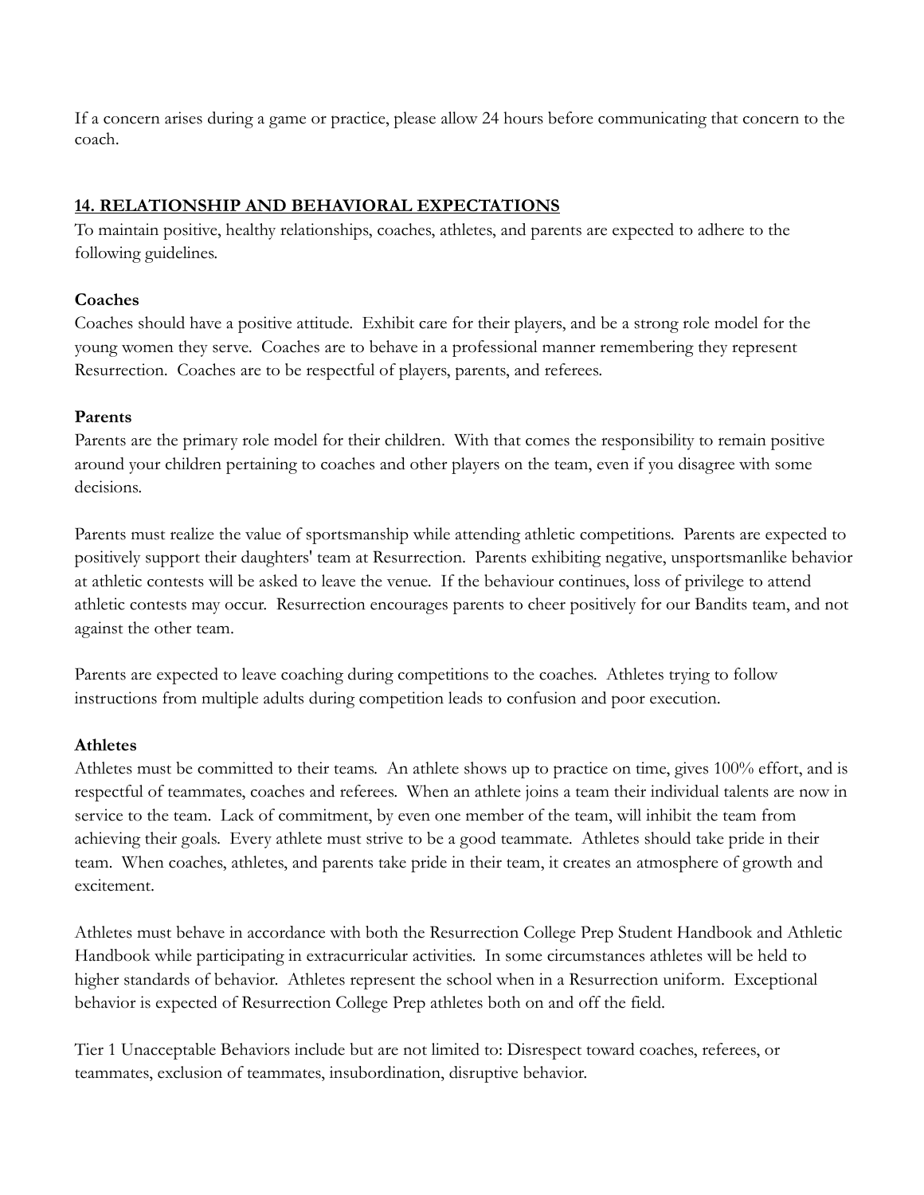If a concern arises during a game or practice, please allow 24 hours before communicating that concern to the coach.

## **14. RELATIONSHIP AND BEHAVIORAL EXPECTATIONS**

To maintain positive, healthy relationships, coaches, athletes, and parents are expected to adhere to the following guidelines.

### Coaches

Coaches should have a positive attitude. Exhibit care for their players, and be a strong role model for the young women they serve. Coaches are to behave in a professional manner remembering they represent Resurrection. Coaches are to be respectful of players, parents, and referees.

### Parents

Parents are the primary role model for their children. With that comes the responsibility to remain positive around your children pertaining to coaches and other players on the team, even if you disagree with some decisions.

Parents must realize the value of sportsmanship while attending athletic competitions. Parents are expected to positively support their daughters' team at Resurrection. Parents exhibiting negative, unsportsmanlike behavior at athletic contests will be asked to leave the venue. If the behaviour continues, loss of privilege to attend athletic contests may occur. Resurrection encourages parents to cheer positively for our Bandits team, and not against the other team.

Parents are expected to leave coaching during competitions to the coaches. Athletes trying to follow instructions from multiple adults during competition leads to confusion and poor execution.

### Athletes

Athletes must be committed to their teams. An athlete shows up to practice on time, gives 100% effort, and is respectful of teammates, coaches and referees. When an athlete joins a team their individual talents are now in service to the team. Lack of commitment, by even one member of the team, will inhibit the team from achieving their goals. Every athlete must strive to be a good teammate. Athletes should take pride in their team. When coaches, athletes, and parents take pride in their team, it creates an atmosphere of growth and excitement.

Athletes must behave in accordance with both the Resurrection College Prep Student Handbook and Athletic Handbook while participating in extracurricular activities. In some circumstances athletes will be held to higher standards of behavior. Athletes represent the school when in a Resurrection uniform. Exceptional behavior is expected of Resurrection College Prep athletes both on and off the field.

Tier 1 Unacceptable Behaviors include but are not limited to: Disrespect toward coaches, referees, or teammates, exclusion of teammates, insubordination, disruptive behavior.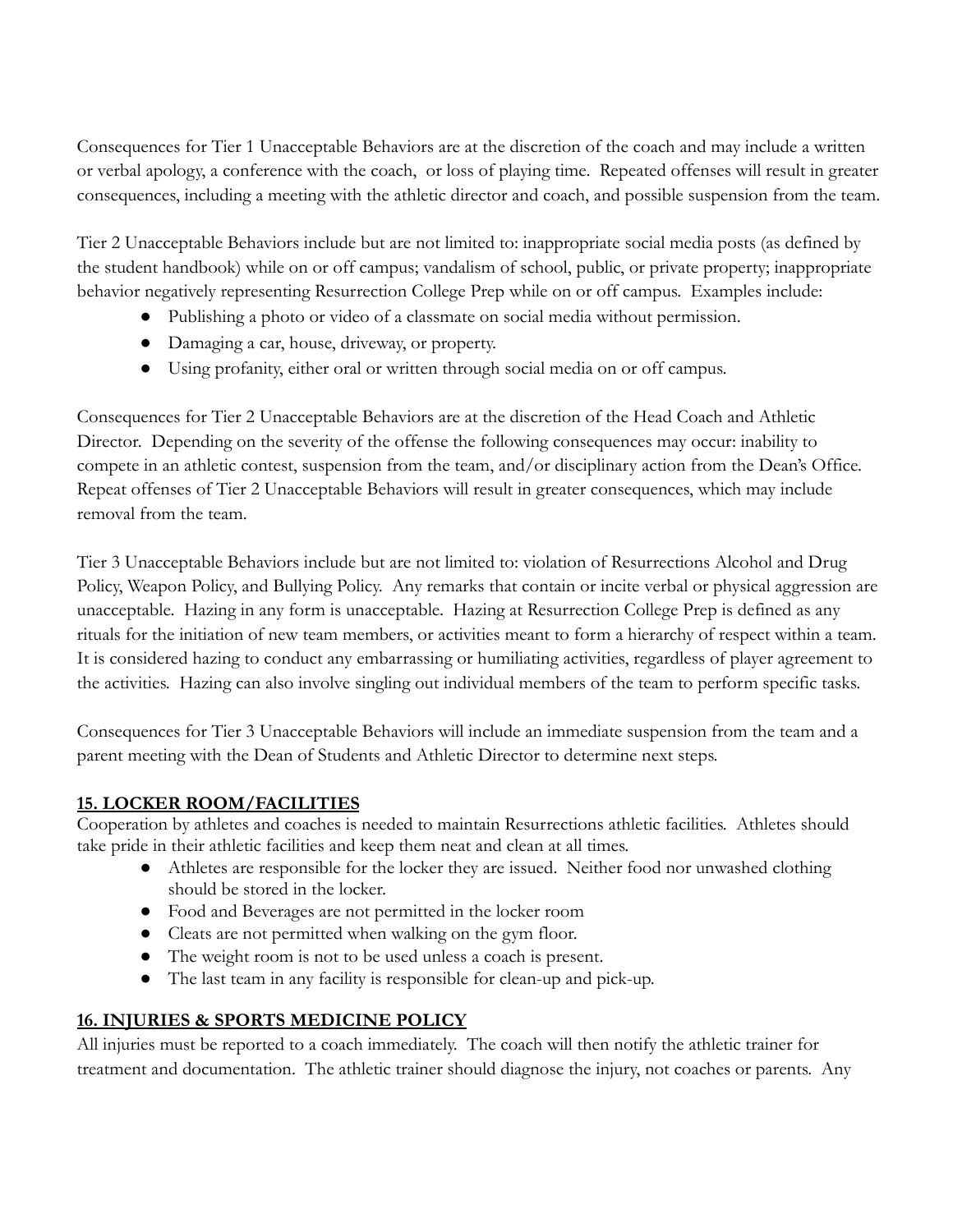Consequences for Tier 1 Unacceptable Behaviors are at the discretion of the coach and may include a written or verbal apology, a conference with the coach, or loss of playing time. Repeated offenses will result in greater consequences, including a meeting with the athletic director and coach, and possible suspension from the team.

Tier 2 Unacceptable Behaviors include but are not limited to: inappropriate social media posts (as defined by the student handbook) while on or off campus; vandalism of school, public, or private property; inappropriate behavior negatively representing Resurrection College Prep while on or off campus. Examples include:

- Publishing a photo or video of a classmate on social media without permission.
- Damaging a car, house, driveway, or property.
- Using profanity, either oral or written through social media on or off campus.

Consequences for Tier 2 Unacceptable Behaviors are at the discretion of the Head Coach and Athletic Director. Depending on the severity of the offense the following consequences may occur: inability to compete in an athletic contest, suspension from the team, and/or disciplinary action from the Dean's Office. Repeat offenses of Tier 2 Unacceptable Behaviors will result in greater consequences, which may include removal from the team.

Tier 3 Unacceptable Behaviors include but are not limited to: violation of Resurrections Alcohol and Drug Policy, Weapon Policy, and Bullying Policy. Any remarks that contain or incite verbal or physical aggression are unacceptable. Hazing in any form is unacceptable. Hazing at Resurrection College Prep is defined as any rituals for the initiation of new team members, or activities meant to form a hierarchy of respect within a team. It is considered hazing to conduct any embarrassing or humiliating activities, regardless of player agreement to the activities. Hazing can also involve singling out individual members of the team to perform specific tasks.

Consequences for Tier 3 Unacceptable Behaviors will include an immediate suspension from the team and a parent meeting with the Dean of Students and Athletic Director to determine next steps.

## 15. LOCKER ROOM/FACILITIES

Cooperation by athletes and coaches is needed to maintain Resurrections athletic facilities. Athletes should take pride in their athletic facilities and keep them neat and clean at all times.

- Athletes are responsible for the locker they are issued. Neither food nor unwashed clothing should be stored in the locker.
- Food and Beverages are not permitted in the locker room
- Cleats are not permitted when walking on the gym floor.
- The weight room is not to be used unless a coach is present.
- The last team in any facility is responsible for clean-up and pick-up.

## 16. INJURIES & SPORTS MEDICINE POLICY

All injuries must be reported to a coach immediately. The coach will then notify the athletic trainer for treatment and documentation. The athletic trainer should diagnose the injury, not coaches or parents. Any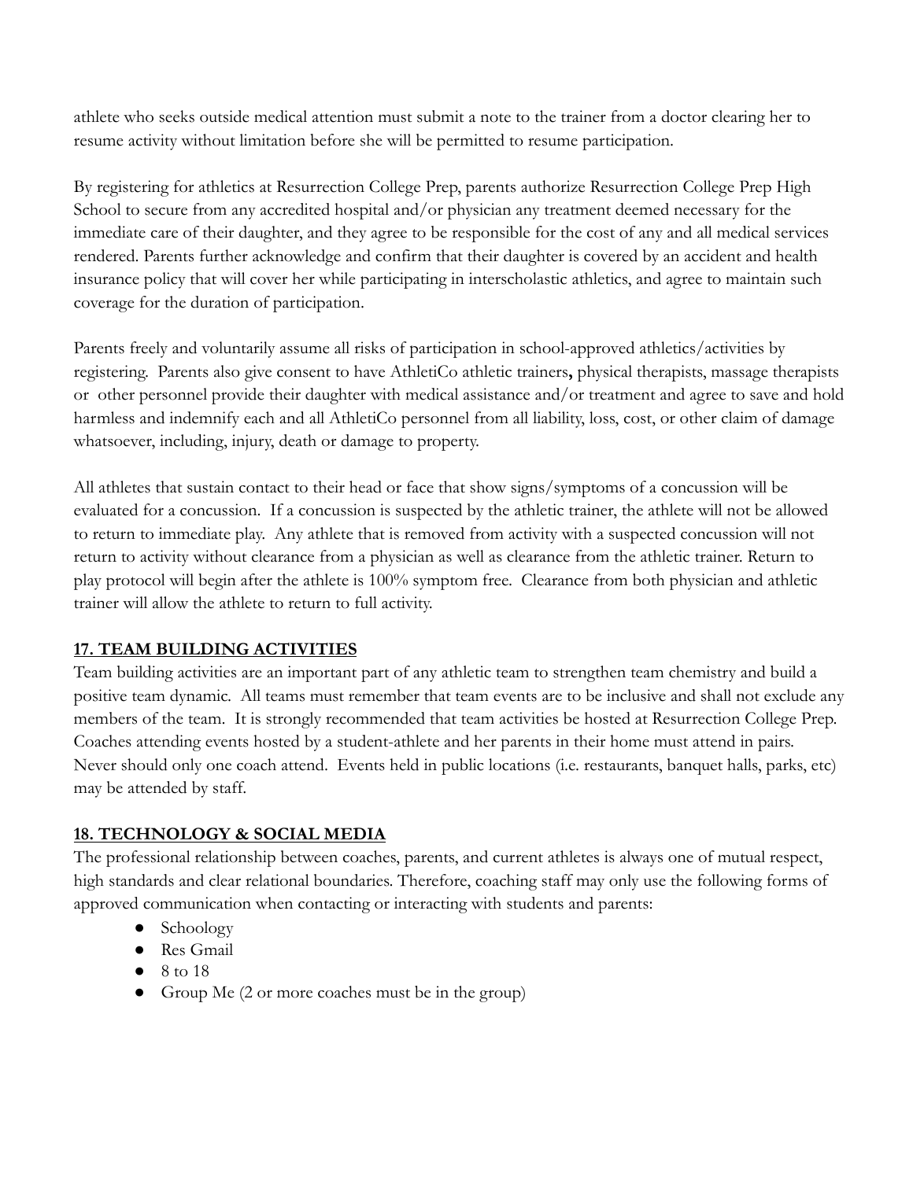athlete who seeks outside medical attention must submit a note to the trainer from a doctor clearing her to resume activity without limitation before she will be permitted to resume participation.

By registering for athletics at Resurrection College Prep, parents authorize Resurrection College Prep High School to secure from any accredited hospital and/or physician any treatment deemed necessary for the immediate care of their daughter, and they agree to be responsible for the cost of any and all medical services rendered. Parents further acknowledge and confirm that their daughter is covered by an accident and health insurance policy that will cover her while participating in interscholastic athletics, and agree to maintain such coverage for the duration of participation.

Parents freely and voluntarily assume all risks of participation in school-approved athletics/activities by registering. Parents also give consent to have AthletiCo athletic trainers**,** physical therapists, massage therapists or other personnel provide their daughter with medical assistance and/or treatment and agree to save and hold harmless and indemnify each and all AthletiCo personnel from all liability, loss, cost, or other claim of damage whatsoever, including, injury, death or damage to property.

All athletes that sustain contact to their head or face that show signs/symptoms of a concussion will be evaluated for a concussion. If a concussion is suspected by the athletic trainer, the athlete will not be allowed to return to immediate play. Any athlete that is removed from activity with a suspected concussion will not return to activity without clearance from a physician as well as clearance from the athletic trainer. Return to play protocol will begin after the athlete is 100% symptom free. Clearance from both physician and athletic trainer will allow the athlete to return to full activity.

## 17. TEAM BUILDING ACTIVITIES

Team building activities are an important part of any athletic team to strengthen team chemistry and build a positive team dynamic. All teams must remember that team events are to be inclusive and shall not exclude any members of the team. It is strongly recommended that team activities be hosted at Resurrection College Prep. Coaches attending events hosted by a student-athlete and her parents in their home must attend in pairs. Never should only one coach attend. Events held in public locations (i.e. restaurants, banquet halls, parks, etc) may be attended by staff.

## 18. TECHNOLOGY & SOCIAL MEDIA

The professional relationship between coaches, parents, and current athletes is always one of mutual respect, high standards and clear relational boundaries. Therefore, coaching staff may only use the following forms of approved communication when contacting or interacting with students and parents:

- Schoology
- Res Gmail
- 8 to 18
- Group Me (2 or more coaches must be in the group)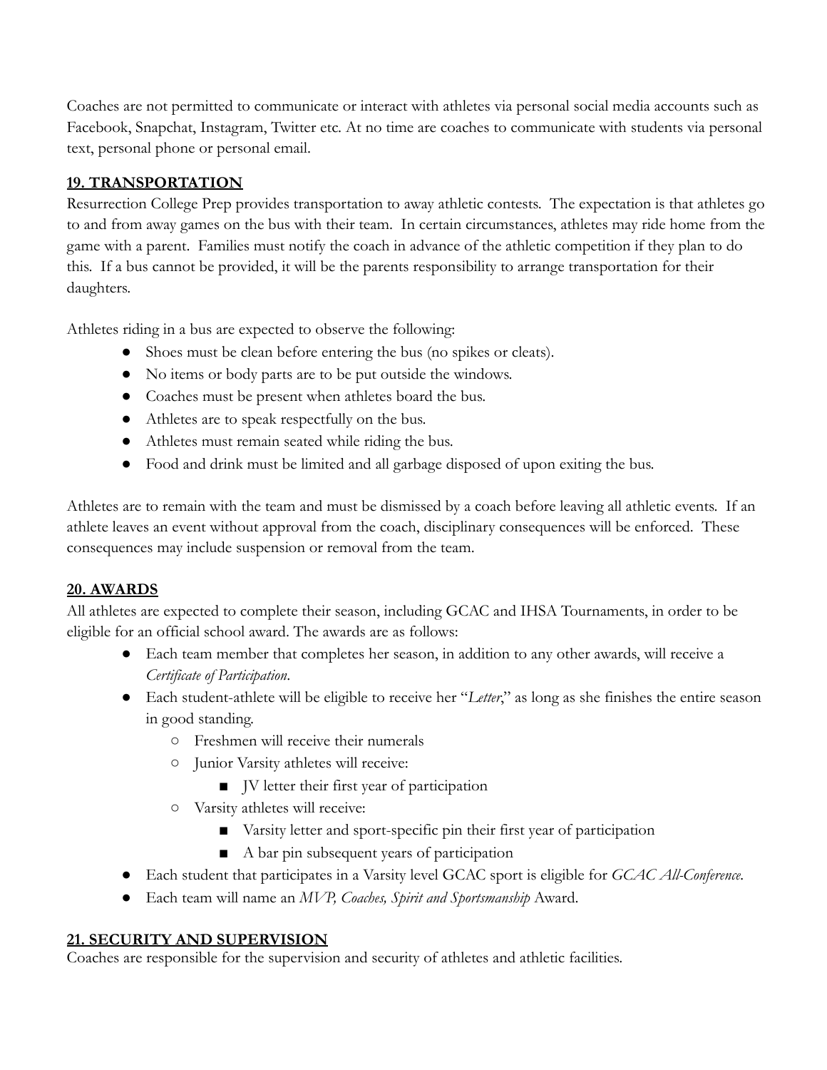Coaches are not permitted to communicate or interact with athletes via personal social media accounts such as Facebook, Snapchat, Instagram, Twitter etc. At no time are coaches to communicate with students via personal text, personal phone or personal email.

## 19. TRANSPORTATION

Resurrection College Prep provides transportation to away athletic contests. The expectation is that athletes go to and from away games on the bus with their team. In certain circumstances, athletes may ride home from the game with a parent. Families must notify the coach in advance of the athletic competition if they plan to do this. If a bus cannot be provided, it will be the parents responsibility to arrange transportation for their daughters.

Athletes riding in a bus are expected to observe the following:

- Shoes must be clean before entering the bus (no spikes or cleats).
- No items or body parts are to be put outside the windows.
- Coaches must be present when athletes board the bus.
- Athletes are to speak respectfully on the bus.
- Athletes must remain seated while riding the bus.
- Food and drink must be limited and all garbage disposed of upon exiting the bus.

Athletes are to remain with the team and must be dismissed by a coach before leaving all athletic events. If an athlete leaves an event without approval from the coach, disciplinary consequences will be enforced. These consequences may include suspension or removal from the team.

## 20. AWARDS

All athletes are expected to complete their season, including GCAC and IHSA Tournaments, in order to be eligible for an official school award. The awards are as follows:

- Each team member that completes her season, in addition to any other awards, will receive a *Certificate of Participation*.
- Each student-athlete will be eligible to receive her "*Letter*," as long as she finishes the entire season in good standing.
  - Freshmen will receive their numerals
  - Junior Varsity athletes will receive:
    - JV letter their first year of participation
  - Varsity athletes will receive:
    - Varsity letter and sport-specific pin their first year of participation
    - A bar pin subsequent years of participation
- Each student that participates in a Varsity level GCAC sport is eligible for *GCAC All-Conference*.
- Each team will name an *MVP, Coaches, Spirit and Sportsmanship* Award.

## 21. SECURITY AND SUPERVISION

Coaches are responsible for the supervision and security of athletes and athletic facilities.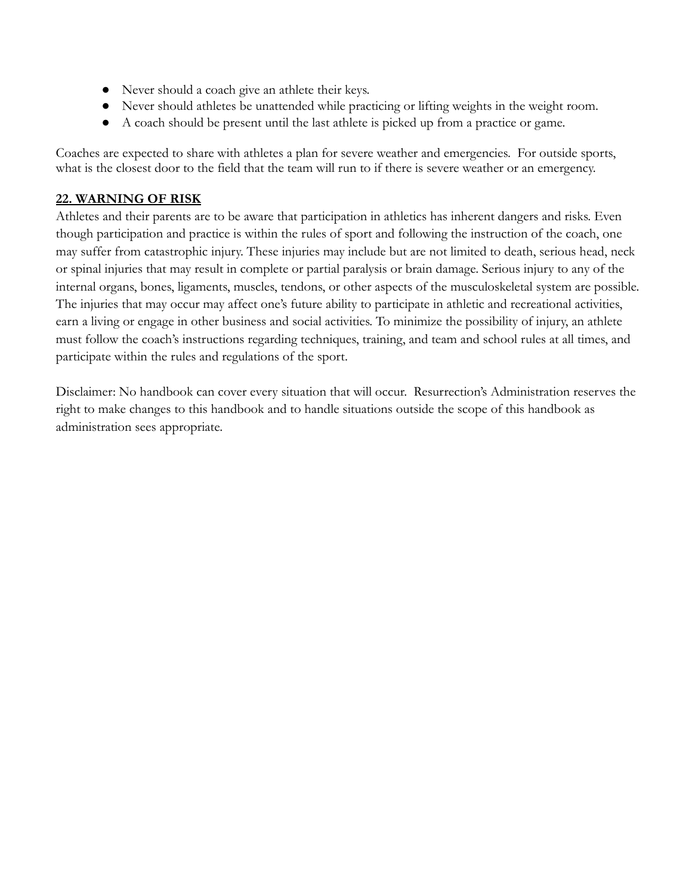- Never should a coach give an athlete their keys.
- Never should athletes be unattended while practicing or lifting weights in the weight room.
- A coach should be present until the last athlete is picked up from a practice or game.

Coaches are expected to share with athletes a plan for severe weather and emergencies. For outside sports, what is the closest door to the field that the team will run to if there is severe weather or an emergency.

## 22. WARNING OF RISK

Athletes and their parents are to be aware that participation in athletics has inherent dangers and risks. Even though participation and practice is within the rules of sport and following the instruction of the coach, one may suffer from catastrophic injury. These injuries may include but are not limited to death, serious head, neck or spinal injuries that may result in complete or partial paralysis or brain damage. Serious injury to any of the internal organs, bones, ligaments, muscles, tendons, or other aspects of the musculoskeletal system are possible. The injuries that may occur may affect one's future ability to participate in athletic and recreational activities, earn a living or engage in other business and social activities. To minimize the possibility of injury, an athlete must follow the coach's instructions regarding techniques, training, and team and school rules at all times, and participate within the rules and regulations of the sport.

Disclaimer: No handbook can cover every situation that will occur. Resurrection's Administration reserves the right to make changes to this handbook and to handle situations outside the scope of this handbook as administration sees appropriate.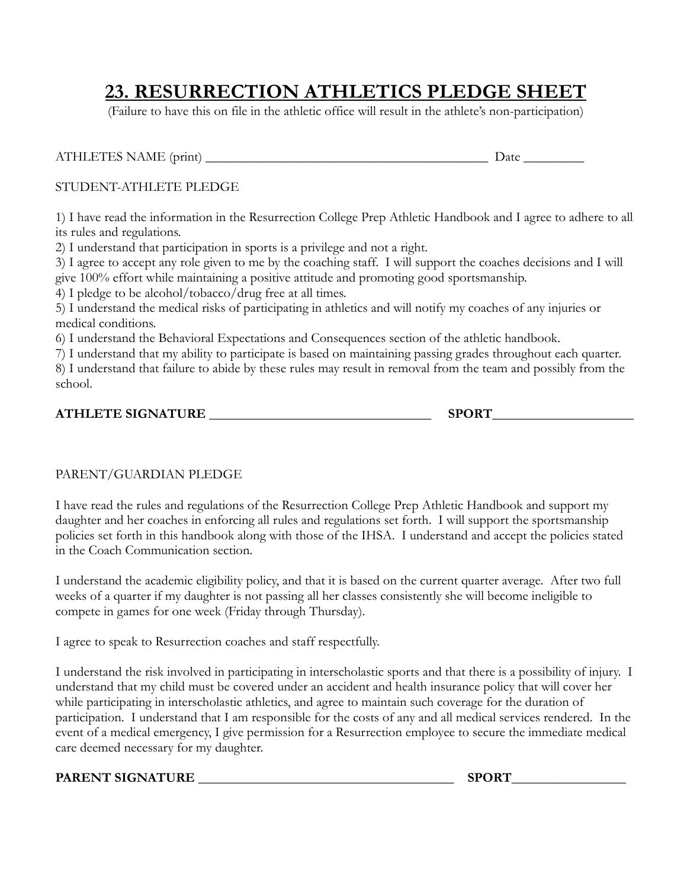# 23. RESURRECTION ATHLETICS PLEDGE SHEET

(Failure to have this on file in the athletic office will result in the athlete's non-participation)

ATHLETES NAME (print) ___________________________________________ Date _________

STUDENT-ATHLETE PLEDGE

1) I have read the information in the Resurrection College Prep Athletic Handbook and I agree to adhere to all its rules and regulations.
2) I understand that participation in sports is a privilege and not a right.
3) I agree to accept any role given to me by the coaching staff. I will support the coaches decisions and I will give 100% effort while maintaining a positive attitude and promoting good sportsmanship.
4) I pledge to be alcohol/tobacco/drug free at all times.
5) I understand the medical risks of participating in athletics and will notify my coaches of any injuries or medical conditions.
6) I understand the Behavioral Expectations and Consequences section of the athletic handbook.
7) I understand that my ability to participate is based on maintaining passing grades throughout each quarter.
8) I understand that failure to abide by these rules may result in removal from the team and possibly from the school.

**ATHLETE SIGNATURE** __________________________________ **SPORT**_____________________

PARENT/GUARDIAN PLEDGE

I have read the rules and regulations of the Resurrection College Prep Athletic Handbook and support my daughter and her coaches in enforcing all rules and regulations set forth. I will support the sportsmanship policies set forth in this handbook along with those of the IHSA. I understand and accept the policies stated in the Coach Communication section.

I understand the academic eligibility policy, and that it is based on the current quarter average. After two full weeks of a quarter if my daughter is not passing all her classes consistently she will become ineligible to compete in games for one week (Friday through Thursday).

I agree to speak to Resurrection coaches and staff respectfully.

I understand the risk involved in participating in interscholastic sports and that there is a possibility of injury. I understand that my child must be covered under an accident and health insurance policy that will cover her while participating in interscholastic athletics, and agree to maintain such coverage for the duration of participation. I understand that I am responsible for the costs of any and all medical services rendered. In the event of a medical emergency, I give permission for a Resurrection employee to secure the immediate medical care deemed necessary for my daughter.

**PARENT SIGNATURE** ______________________________________ **SPORT**_________________